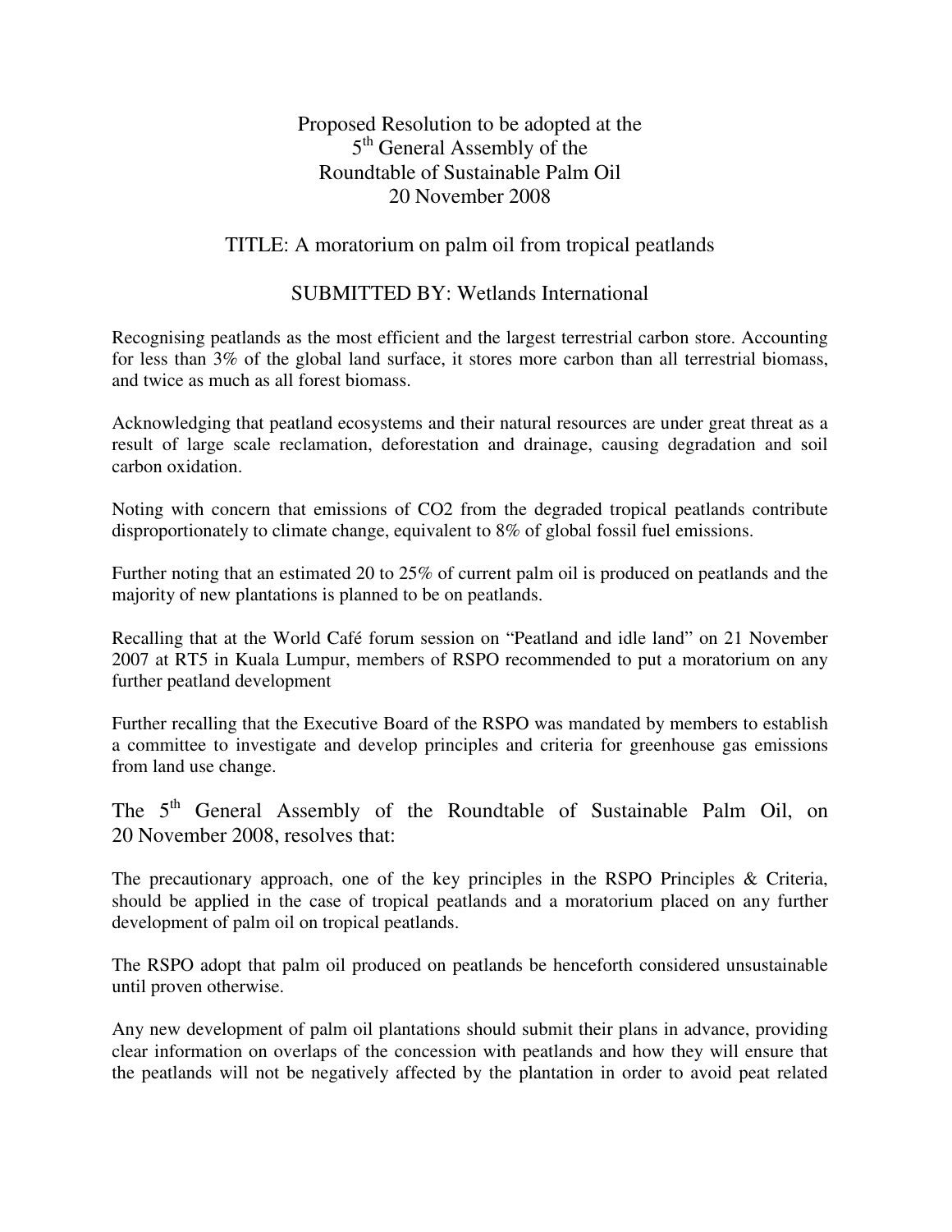# Proposed Resolution to be adopted at the 5th General Assembly of the Roundtable of Sustainable Palm Oil 20 November 2008

## TITLE: A moratorium on palm oil from tropical peatlands

## SUBMITTED BY: Wetlands International

Recognising peatlands as the most efficient and the largest terrestrial carbon store. Accounting for less than 3% of the global land surface, it stores more carbon than all terrestrial biomass, and twice as much as all forest biomass.

Acknowledging that peatland ecosystems and their natural resources are under great threat as a result of large scale reclamation, deforestation and drainage, causing degradation and soil carbon oxidation.

Noting with concern that emissions of $CO_2$ from the degraded tropical peatlands contribute disproportionately to climate change, equivalent to 8% of global fossil fuel emissions.

Further noting that an estimated 20 to 25% of current palm oil is produced on peatlands and the majority of new plantations is planned to be on peatlands.

Recalling that at the World Café forum session on "Peatland and idle land" on 21 November 2007 at RT5 in Kuala Lumpur, members of RSPO recommended to put a moratorium on any further peatland development

Further recalling that the Executive Board of the RSPO was mandated by members to establish a committee to investigate and develop principles and criteria for greenhouse gas emissions from land use change.

The 5th General Assembly of the Roundtable of Sustainable Palm Oil, on 20 November 2008, resolves that:

The precautionary approach, one of the key principles in the RSPO Principles & Criteria, should be applied in the case of tropical peatlands and a moratorium placed on any further development of palm oil on tropical peatlands.

The RSPO adopt that palm oil produced on peatlands be henceforth considered unsustainable until proven otherwise.

Any new development of palm oil plantations should submit their plans in advance, providing clear information on overlaps of the concession with peatlands and how they will ensure that the peatlands will not be negatively affected by the plantation in order to avoid peat related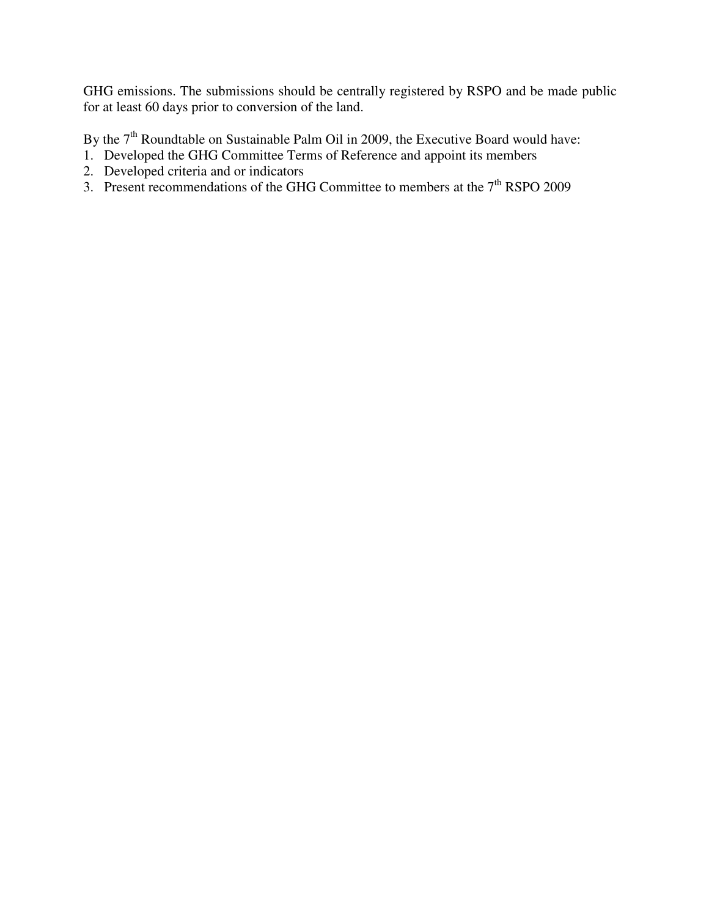GHG emissions. The submissions should be centrally registered by RSPO and be made public for at least 60 days prior to conversion of the land.

By the 7th Roundtable on Sustainable Palm Oil in 2009, the Executive Board would have:

1. Developed the GHG Committee Terms of Reference and appoint its members
2. Developed criteria and or indicators
3. Present recommendations of the GHG Committee to members at the 7th RSPO 2009